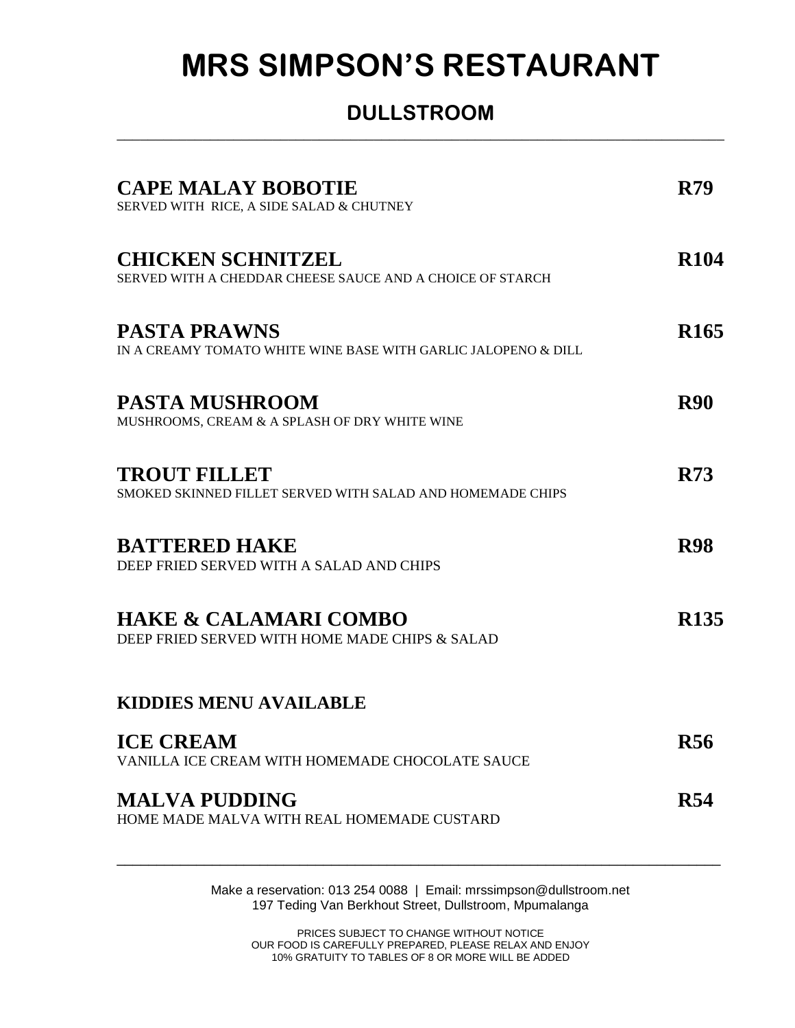# MRS SIMPSON'S RESTAURANT

## DULLSTROOM

---

**CAPE MALAY BOBOTIE** **R79**
SERVED WITH RICE, A SIDE SALAD & CHUTNEY

**CHICKEN SCHNITZEL** **R104**
SERVED WITH A CHEDDAR CHEESE SAUCE AND A CHOICE OF STARCH

**PASTA PRAWNS** **R165**
IN A CREAMY TOMATO WHITE WINE BASE WITH GARLIC JALOPENO & DILL

**PASTA MUSHROOM** **R90**
MUSHROOMS, CREAM & A SPLASH OF DRY WHITE WINE

**TROUT FILLET** **R73**
SMOKED SKINNED FILLET SERVED WITH SALAD AND HOMEMADE CHIPS

**BATTERED HAKE** **R98**
DEEP FRIED SERVED WITH A SALAD AND CHIPS

**HAKE & CALAMARI COMBO** **R135**
DEEP FRIED SERVED WITH HOME MADE CHIPS & SALAD

**KIDDIES MENU AVAILABLE**

**ICE CREAM** **R56**
VANILLA ICE CREAM WITH HOMEMADE CHOCOLATE SAUCE

**MALVA PUDDING** **R54**
HOME MADE MALVA WITH REAL HOMEMADE CUSTARD

---

Make a reservation: 013 254 0088 | Email: mrssimpson@dullstroom.net
197 Teding Van Berkhout Street, Dullstroom, Mpumalanga

PRICES SUBJECT TO CHANGE WITHOUT NOTICE
OUR FOOD IS CAREFULLY PREPARED, PLEASE RELAX AND ENJOY
10% GRATUITY TO TABLES OF 8 OR MORE WILL BE ADDED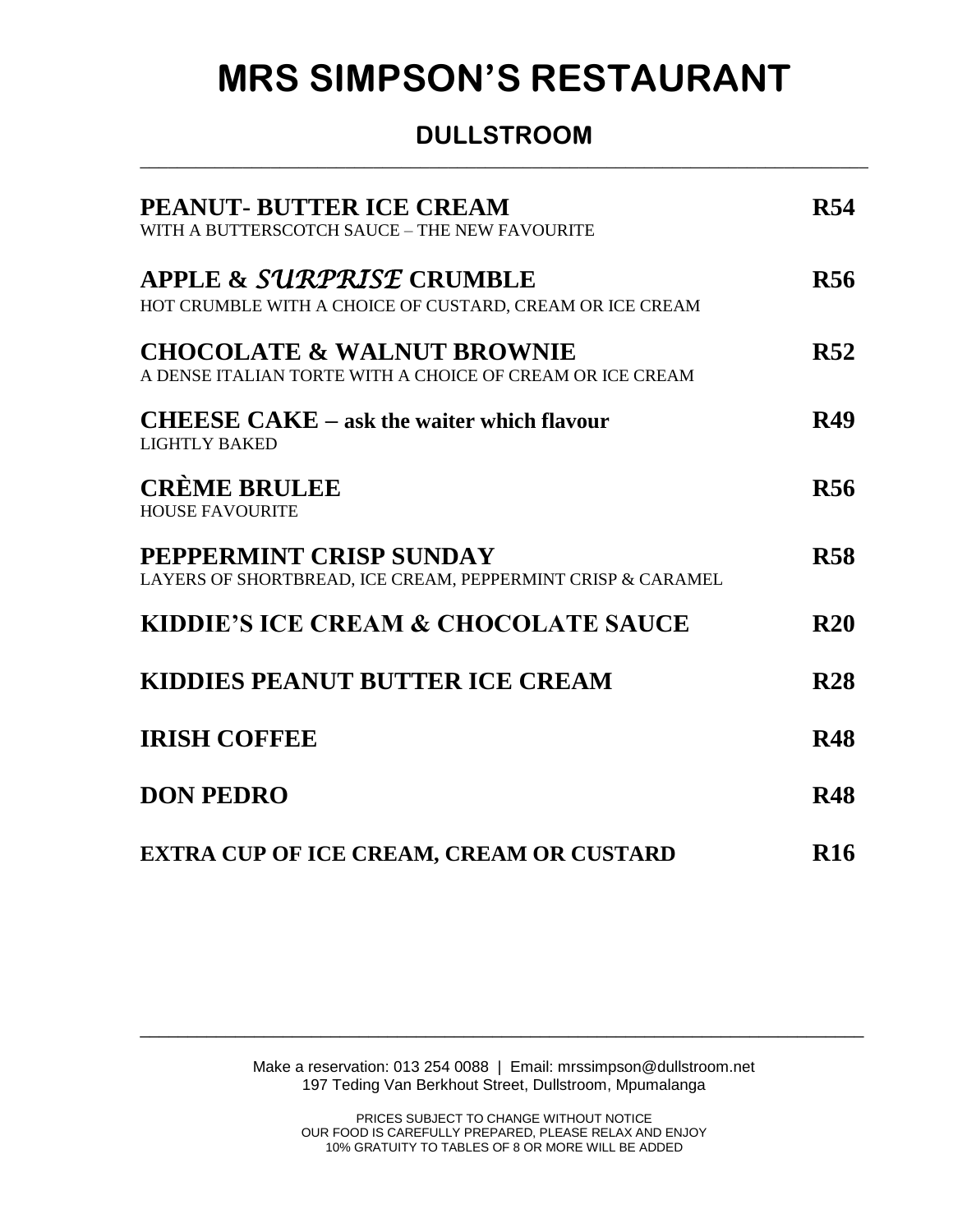# MRS SIMPSON'S RESTAURANT

## DULLSTROOM

**PEANUT- BUTTER ICE CREAM** **R54**
WITH A BUTTERSCOTCH SAUCE – THE NEW FAVOURITE

**APPLE & *SURPRISE* CRUMBLE** **R56**
HOT CRUMBLE WITH A CHOICE OF CUSTARD, CREAM OR ICE CREAM

**CHOCOLATE & WALNUT BROWNIE** **R52**
A DENSE ITALIAN TORTE WITH A CHOICE OF CREAM OR ICE CREAM

**CHEESE CAKE – ask the waiter which flavour** **R49**
LIGHTLY BAKED

**CRÈME BRULEE** **R56**
HOUSE FAVOURITE

**PEPPERMINT CRISP SUNDAY** **R58**
LAYERS OF SHORTBREAD, ICE CREAM, PEPPERMINT CRISP & CARAMEL

**KIDDIE'S ICE CREAM & CHOCOLATE SAUCE** **R20**

**KIDDIES PEANUT BUTTER ICE CREAM** **R28**

**IRISH COFFEE** **R48**

**DON PEDRO** **R48**

**EXTRA CUP OF ICE CREAM, CREAM OR CUSTARD** **R16**

---

Make a reservation: 013 254 0088 | Email: mrssimpson@dullstroom.net
197 Teding Van Berkhout Street, Dullstroom, Mpumalanga

PRICES SUBJECT TO CHANGE WITHOUT NOTICE
OUR FOOD IS CAREFULLY PREPARED, PLEASE RELAX AND ENJOY
10% GRATUITY TO TABLES OF 8 OR MORE WILL BE ADDED